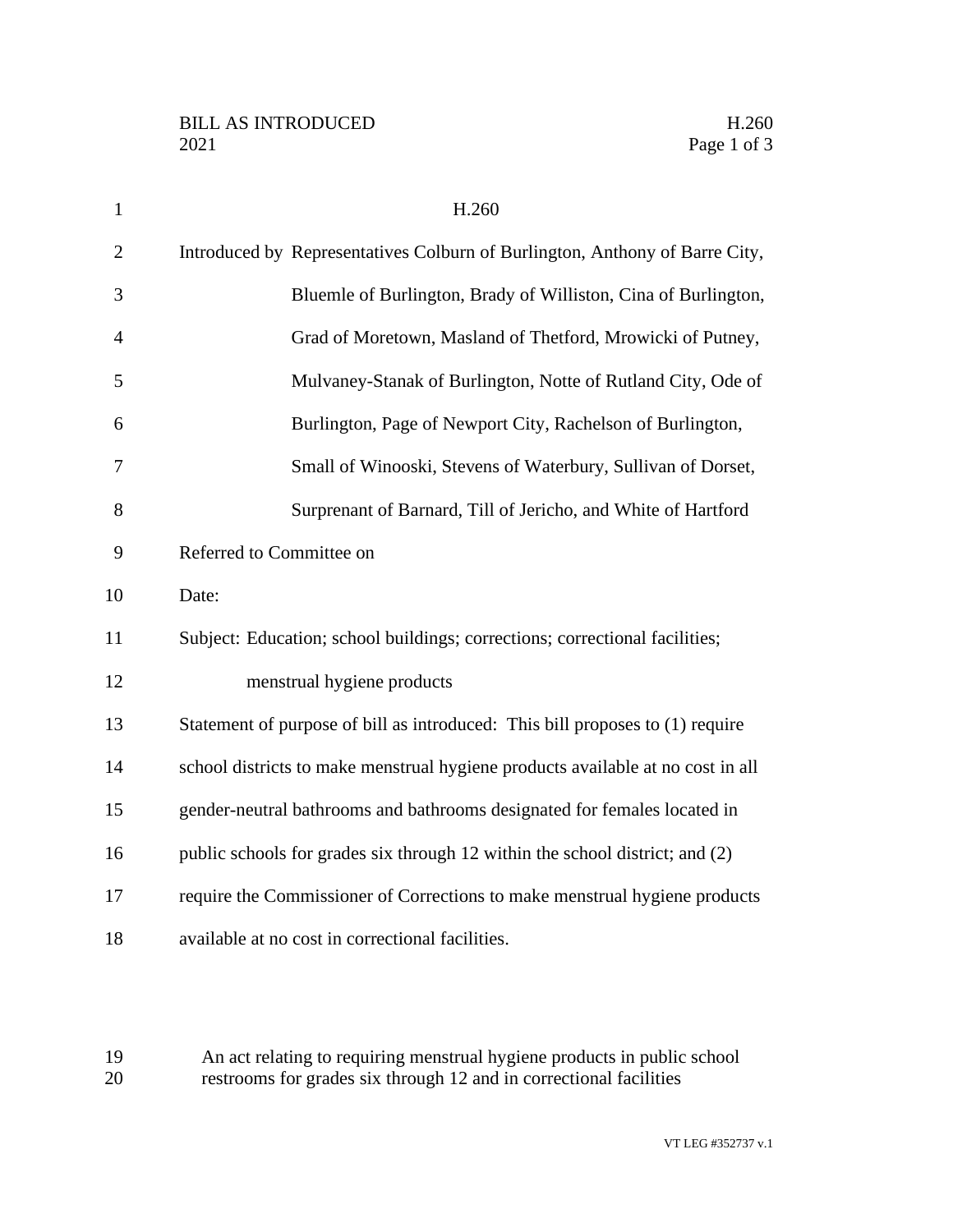# H.260

Introduced by Representatives Colburn of Burlington, Anthony of Barre City, Bluemle of Burlington, Brady of Williston, Cina of Burlington, Grad of Moretown, Masland of Thetford, Mrowicki of Putney, Mulvaney-Stanak of Burlington, Notte of Rutland City, Ode of Burlington, Page of Newport City, Rachelson of Burlington, Small of Winooski, Stevens of Waterbury, Sullivan of Dorset, Surprenant of Barnard, Till of Jericho, and White of Hartford

Referred to Committee on

Date:

Subject: Education; school buildings; corrections; correctional facilities; menstrual hygiene products

Statement of purpose of bill as introduced: This bill proposes to (1) require school districts to make menstrual hygiene products available at no cost in all gender-neutral bathrooms and bathrooms designated for females located in public schools for grades six through 12 within the school district; and (2) require the Commissioner of Corrections to make menstrual hygiene products available at no cost in correctional facilities.

An act relating to requiring menstrual hygiene products in public school restrooms for grades six through 12 and in correctional facilities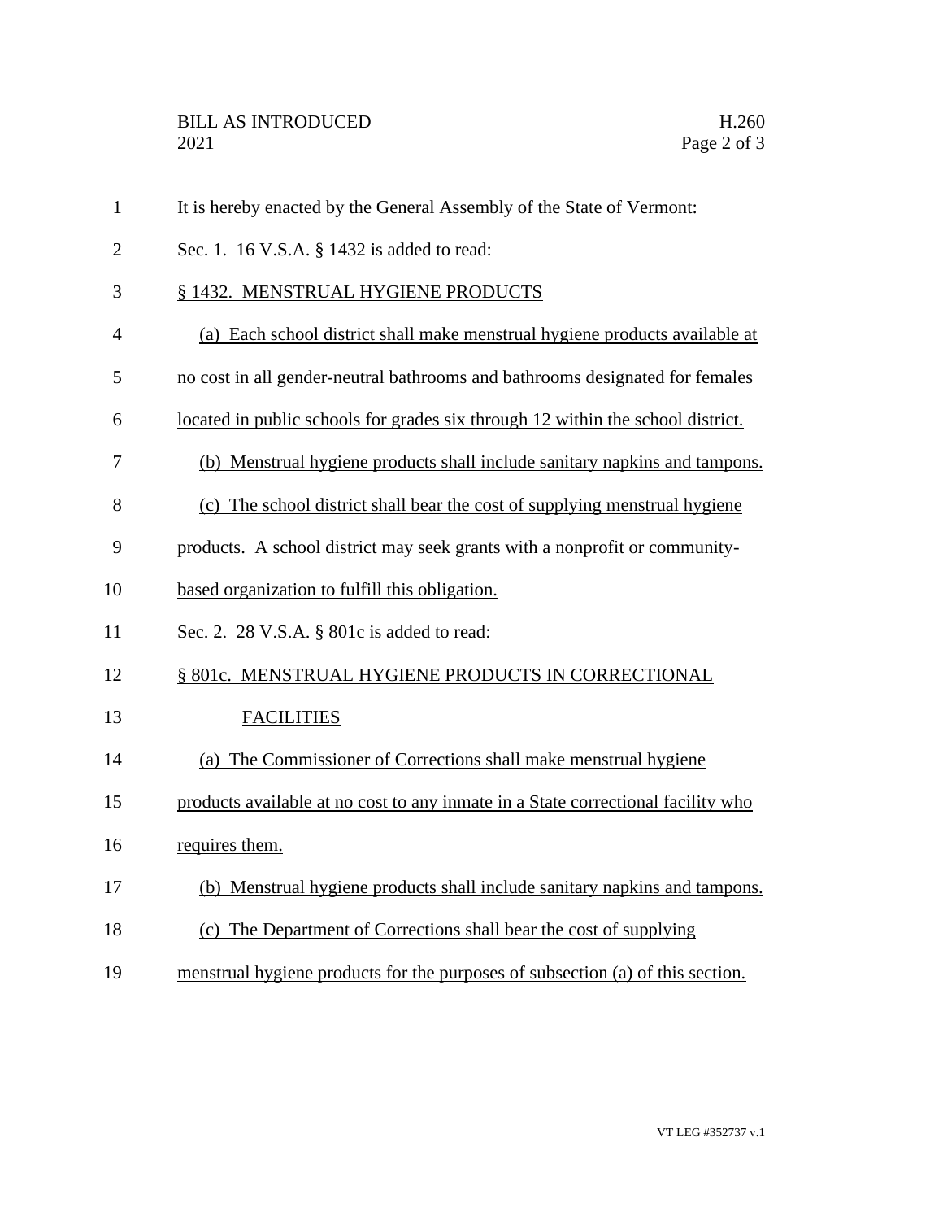It is hereby enacted by the General Assembly of the State of Vermont:

Sec. 1. 16 V.S.A. § 1432 is added to read:

§ 1432. MENSTRUAL HYGIENE PRODUCTS

(a) Each school district shall make menstrual hygiene products available at no cost in all gender-neutral bathrooms and bathrooms designated for females located in public schools for grades six through 12 within the school district.

(b) Menstrual hygiene products shall include sanitary napkins and tampons.

(c) The school district shall bear the cost of supplying menstrual hygiene products. A school district may seek grants with a nonprofit or community-based organization to fulfill this obligation.

Sec. 2. 28 V.S.A. § 801c is added to read:

§ 801c. MENSTRUAL HYGIENE PRODUCTS IN CORRECTIONAL FACILITIES

(a) The Commissioner of Corrections shall make menstrual hygiene products available at no cost to any inmate in a State correctional facility who requires them.

(b) Menstrual hygiene products shall include sanitary napkins and tampons.

(c) The Department of Corrections shall bear the cost of supplying menstrual hygiene products for the purposes of subsection (a) of this section.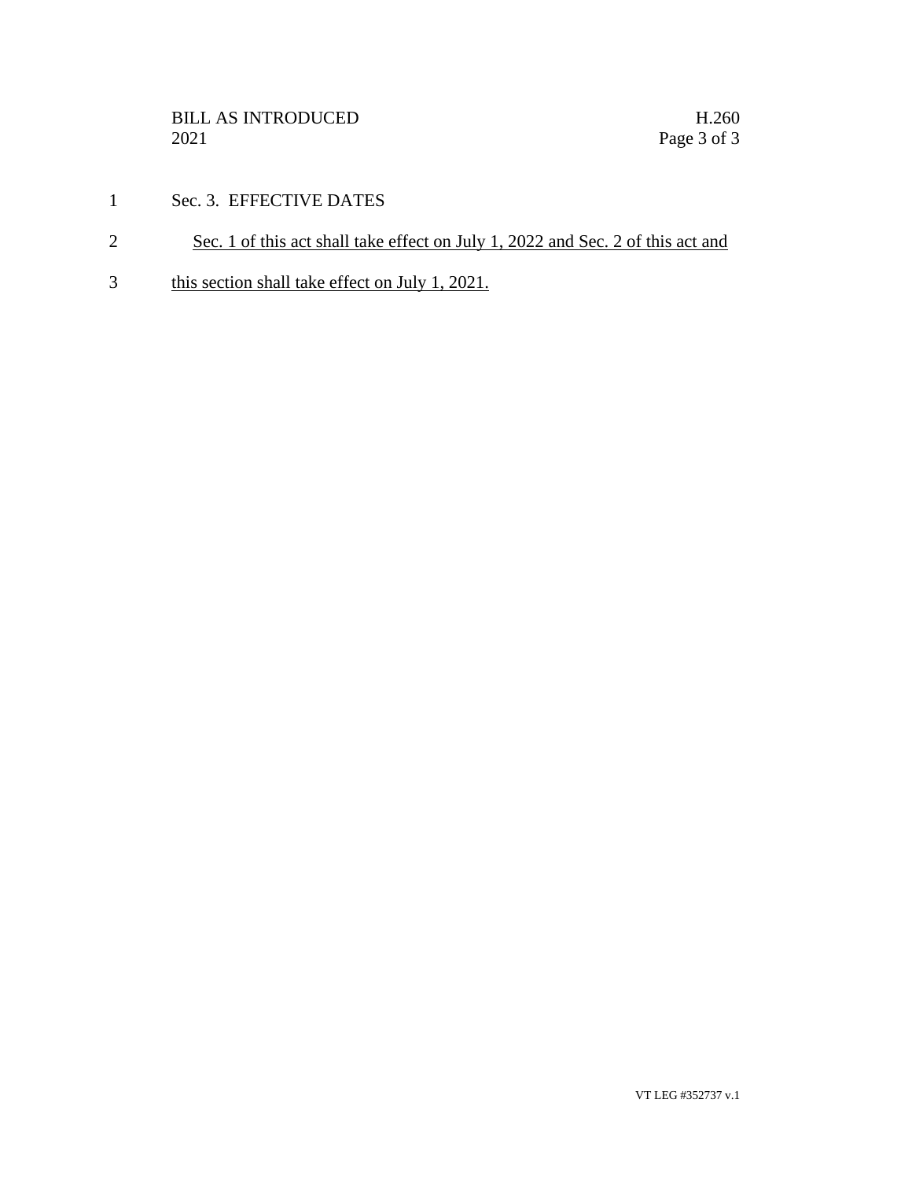Sec. 3. EFFECTIVE DATES

Sec. 1 of this act shall take effect on July 1, 2022 and Sec. 2 of this act and this section shall take effect on July 1, 2021.